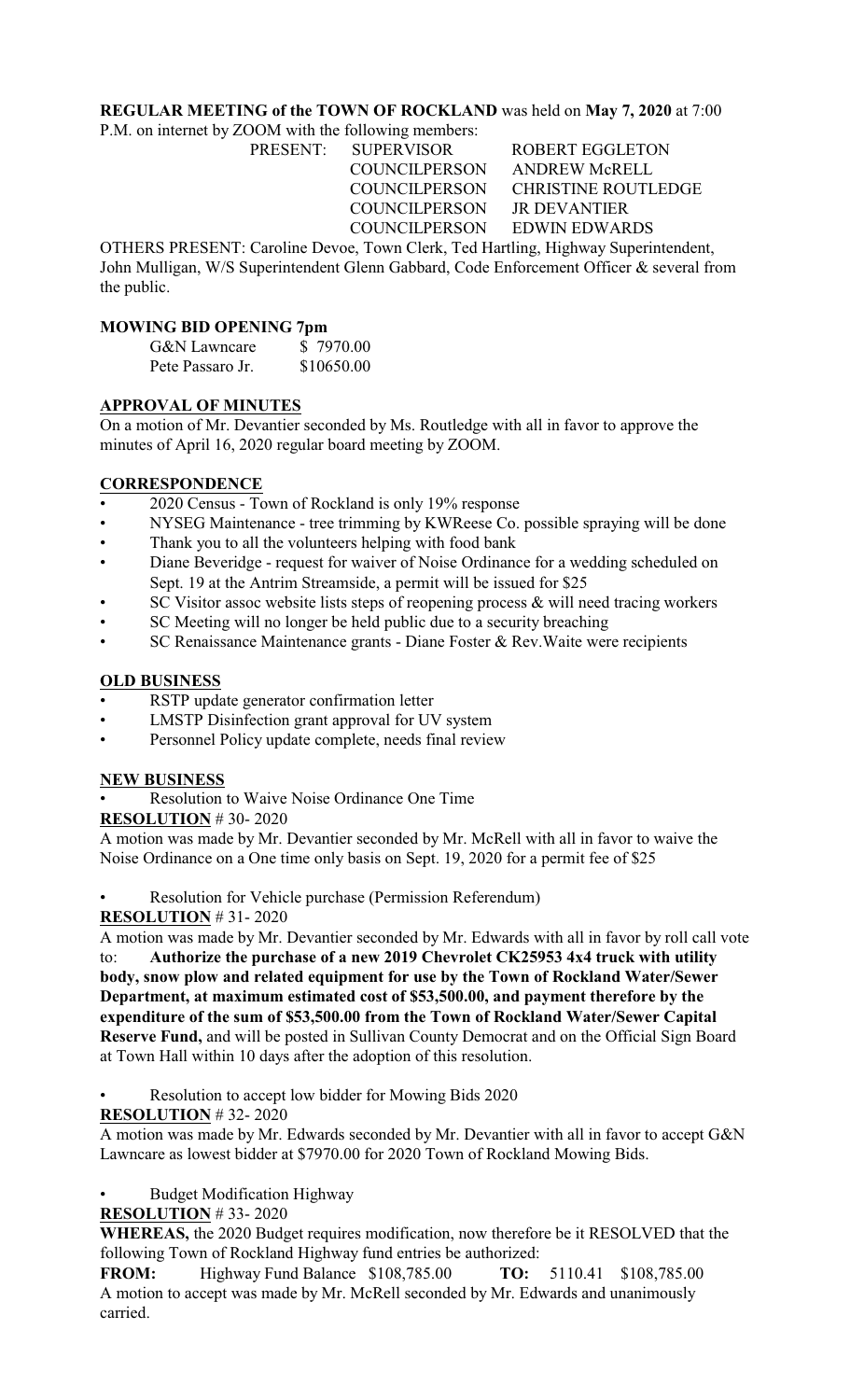**REGULAR MEETING of the TOWN OF ROCKLAND** was held on **May 7, 2020** at 7:00 P.M. on internet by ZOOM with the following members:

| PRESENT: | SUPERVISOR | ROBERT EGGLETON |
|---|---|---|
| | COUNCILPERSON | ANDREW McRELL |
| | COUNCILPERSON | CHRISTINE ROUTLEDGE |
| | COUNCILPERSON | JR DEVANTIER |
| | COUNCILPERSON | EDWIN EDWARDS |

OTHERS PRESENT: Caroline Devoe, Town Clerk, Ted Hartling, Highway Superintendent, John Mulligan, W/S Superintendent Glenn Gabbard, Code Enforcement Officer & several from the public.

## MOWING BID OPENING 7pm

| G&N Lawncare | $ 7970.00 |
|---|---|
| Pete Passaro Jr. | $10650.00 |

## APPROVAL OF MINUTES

On a motion of Mr. Devantier seconded by Ms. Routledge with all in favor to approve the minutes of April 16, 2020 regular board meeting by ZOOM.

## CORRESPONDENCE

- 2020 Census - Town of Rockland is only 19% response
- NYSEG Maintenance - tree trimming by KWReese Co. possible spraying will be done
- Thank you to all the volunteers helping with food bank
- Diane Beveridge - request for waiver of Noise Ordinance for a wedding scheduled on Sept. 19 at the Antrim Streamside, a permit will be issued for $25
- SC Visitor assoc website lists steps of reopening process & will need tracing workers
- SC Meeting will no longer be held public due to a security breaching
- SC Renaissance Maintenance grants - Diane Foster & Rev.Waite were recipients

## OLD BUSINESS

- RSTP update generator confirmation letter
- LMSTP Disinfection grant approval for UV system
- Personnel Policy update complete, needs final review

## NEW BUSINESS

- Resolution to Waive Noise Ordinance One Time

**RESOLUTION** # 30- 2020

A motion was made by Mr. Devantier seconded by Mr. McRell with all in favor to waive the Noise Ordinance on a One time only basis on Sept. 19, 2020 for a permit fee of $25

- Resolution for Vehicle purchase (Permission Referendum)

**RESOLUTION** # 31- 2020

A motion was made by Mr. Devantier seconded by Mr. Edwards with all in favor by roll call vote to: **Authorize the purchase of a new 2019 Chevrolet CK25953 4x4 truck with utility body, snow plow and related equipment for use by the Town of Rockland Water/Sewer Department, at maximum estimated cost of $53,500.00, and payment therefore by the expenditure of the sum of $53,500.00 from the Town of Rockland Water/Sewer Capital Reserve Fund,** and will be posted in Sullivan County Democrat and on the Official Sign Board at Town Hall within 10 days after the adoption of this resolution.

- Resolution to accept low bidder for Mowing Bids 2020

**RESOLUTION** # 32- 2020

A motion was made by Mr. Edwards seconded by Mr. Devantier with all in favor to accept G&N Lawncare as lowest bidder at $7970.00 for 2020 Town of Rockland Mowing Bids.

- Budget Modification Highway

**RESOLUTION** # 33- 2020

**WHEREAS,** the 2020 Budget requires modification, now therefore be it RESOLVED that the following Town of Rockland Highway fund entries be authorized:

**FROM:** Highway Fund Balance $108,785.00 **TO:** 5110.41 $108,785.00

A motion to accept was made by Mr. McRell seconded by Mr. Edwards and unanimously carried.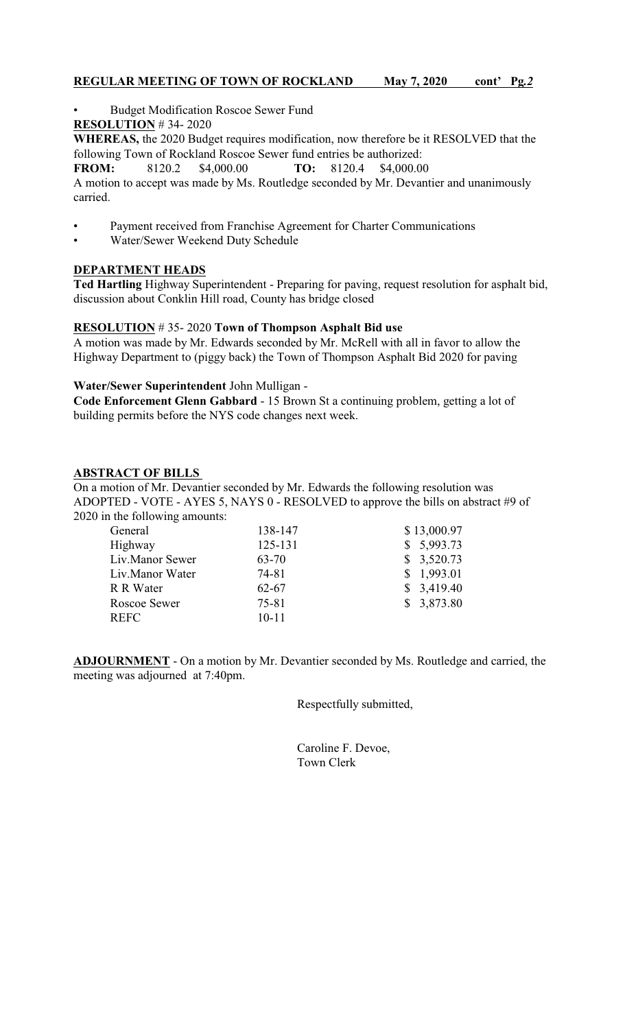**REGULAR MEETING OF TOWN OF ROCKLAND May 7, 2020 cont' Pg. 2**

- Budget Modification Roscoe Sewer Fund

**RESOLUTION** # 34- 2020

**WHEREAS,** the 2020 Budget requires modification, now therefore be it RESOLVED that the following Town of Rockland Roscoe Sewer fund entries be authorized:

**FROM:** 8120.2 $4,000.00 **TO:** 8120.4 $4,000.00

A motion to accept was made by Ms. Routledge seconded by Mr. Devantier and unanimously carried.

- Payment received from Franchise Agreement for Charter Communications
- Water/Sewer Weekend Duty Schedule

## DEPARTMENT HEADS

**Ted Hartling** Highway Superintendent - Preparing for paving, request resolution for asphalt bid, discussion about Conklin Hill road, County has bridge closed

**RESOLUTION** # 35- 2020 **Town of Thompson Asphalt Bid use**

A motion was made by Mr. Edwards seconded by Mr. McRell with all in favor to allow the Highway Department to (piggy back) the Town of Thompson Asphalt Bid 2020 for paving

**Water/Sewer Superintendent** John Mulligan -

**Code Enforcement Glenn Gabbard** - 15 Brown St a continuing problem, getting a lot of building permits before the NYS code changes next week.

## ABSTRACT OF BILLS

On a motion of Mr. Devantier seconded by Mr. Edwards the following resolution was ADOPTED - VOTE - AYES 5, NAYS 0 - RESOLVED to approve the bills on abstract #9 of 2020 in the following amounts:

| | | |
|---|---|---|
| General | 138-147 | $ 13,000.97 |
| Highway | 125-131 | $ 5,993.73 |
| Liv.Manor Sewer | 63-70 | $ 3,520.73 |
| Liv.Manor Water | 74-81 | $ 1,993.01 |
| R R Water | 62-67 | $ 3,419.40 |
| Roscoe Sewer | 75-81 | $ 3,873.80 |
| REFC | 10-11 | |

**ADJOURNMENT** - On a motion by Mr. Devantier seconded by Ms. Routledge and carried, the meeting was adjourned at 7:40pm.

Respectfully submitted,

Caroline F. Devoe,
Town Clerk